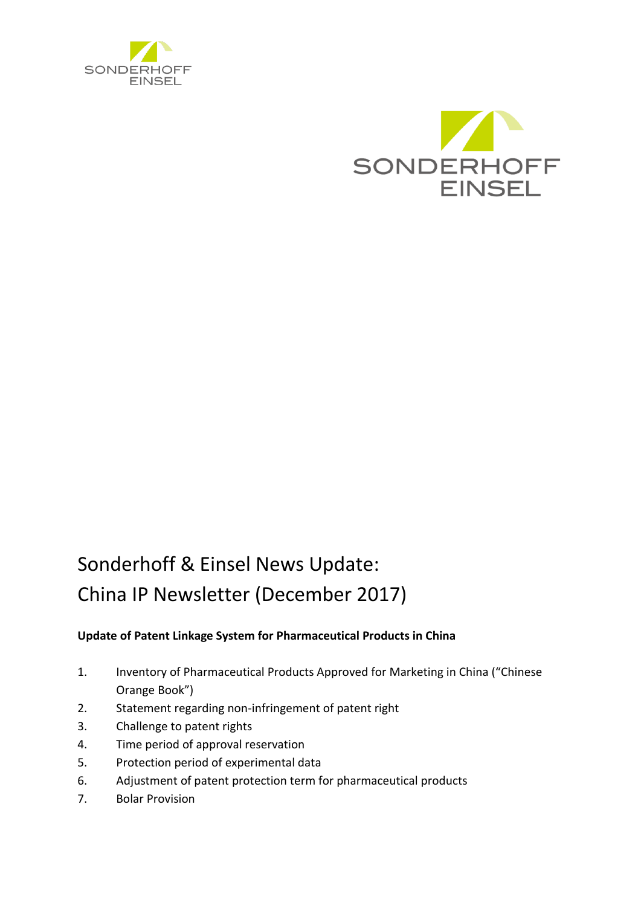SONDERHOFF EINSEL

SONDERHOFF EINSEL

# Sonderhoff & Einsel News Update: China IP Newsletter (December 2017)

**Update of Patent Linkage System for Pharmaceutical Products in China**

1. Inventory of Pharmaceutical Products Approved for Marketing in China ("Chinese Orange Book")
2. Statement regarding non-infringement of patent right
3. Challenge to patent rights
4. Time period of approval reservation
5. Protection period of experimental data
6. Adjustment of patent protection term for pharmaceutical products
7. Bolar Provision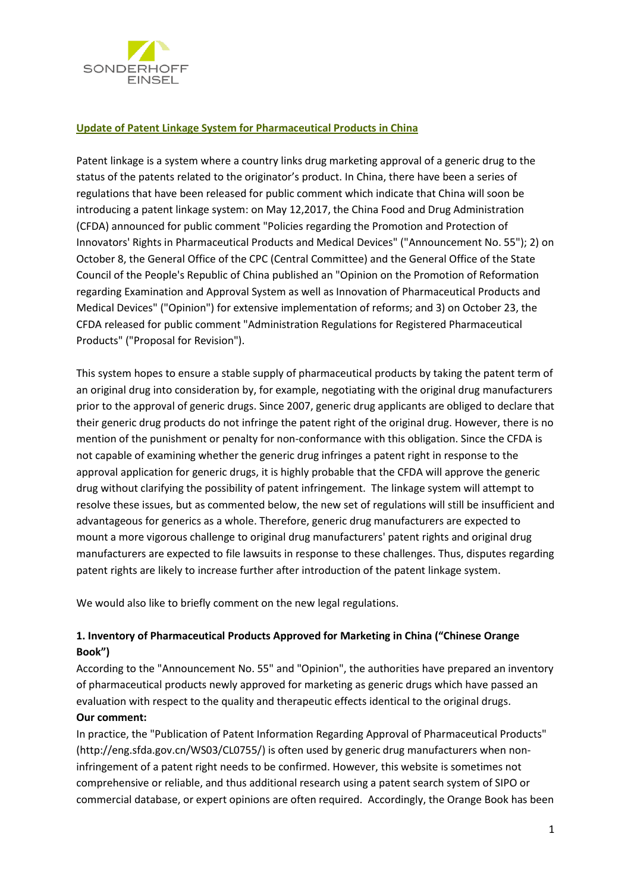**Update of Patent Linkage System for Pharmaceutical Products in China**

Patent linkage is a system where a country links drug marketing approval of a generic drug to the status of the patents related to the originator's product. In China, there have been a series of regulations that have been released for public comment which indicate that China will soon be introducing a patent linkage system: on May 12,2017, the China Food and Drug Administration (CFDA) announced for public comment "Policies regarding the Promotion and Protection of Innovators' Rights in Pharmaceutical Products and Medical Devices" ("Announcement No. 55"); 2) on October 8, the General Office of the CPC (Central Committee) and the General Office of the State Council of the People's Republic of China published an "Opinion on the Promotion of Reformation regarding Examination and Approval System as well as Innovation of Pharmaceutical Products and Medical Devices" ("Opinion") for extensive implementation of reforms; and 3) on October 23, the CFDA released for public comment "Administration Regulations for Registered Pharmaceutical Products" ("Proposal for Revision").

This system hopes to ensure a stable supply of pharmaceutical products by taking the patent term of an original drug into consideration by, for example, negotiating with the original drug manufacturers prior to the approval of generic drugs. Since 2007, generic drug applicants are obliged to declare that their generic drug products do not infringe the patent right of the original drug. However, there is no mention of the punishment or penalty for non-conformance with this obligation. Since the CFDA is not capable of examining whether the generic drug infringes a patent right in response to the approval application for generic drugs, it is highly probable that the CFDA will approve the generic drug without clarifying the possibility of patent infringement. The linkage system will attempt to resolve these issues, but as commented below, the new set of regulations will still be insufficient and advantageous for generics as a whole. Therefore, generic drug manufacturers are expected to mount a more vigorous challenge to original drug manufacturers' patent rights and original drug manufacturers are expected to file lawsuits in response to these challenges. Thus, disputes regarding patent rights are likely to increase further after introduction of the patent linkage system.

We would also like to briefly comment on the new legal regulations.

**1. Inventory of Pharmaceutical Products Approved for Marketing in China ("Chinese Orange Book")**

According to the "Announcement No. 55" and "Opinion", the authorities have prepared an inventory of pharmaceutical products newly approved for marketing as generic drugs which have passed an evaluation with respect to the quality and therapeutic effects identical to the original drugs.

**Our comment:**

In practice, the "Publication of Patent Information Regarding Approval of Pharmaceutical Products" (http://eng.sfda.gov.cn/WS03/CL0755/) is often used by generic drug manufacturers when non-infringement of a patent right needs to be confirmed. However, this website is sometimes not comprehensive or reliable, and thus additional research using a patent search system of SIPO or commercial database, or expert opinions are often required. Accordingly, the Orange Book has been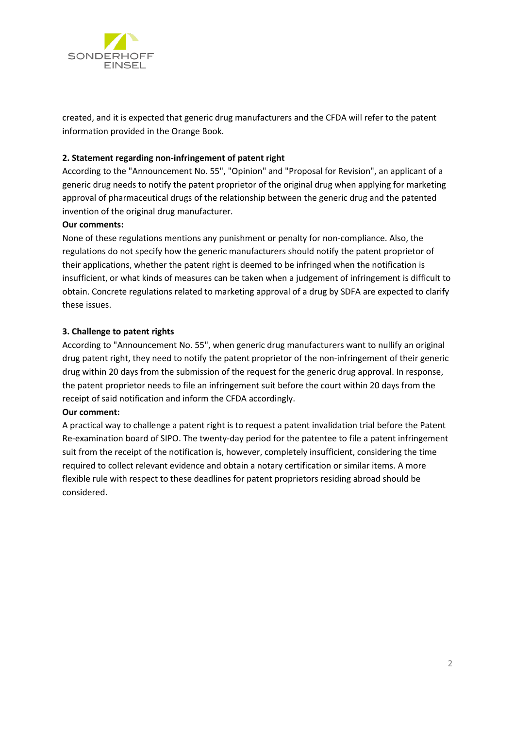created, and it is expected that generic drug manufacturers and the CFDA will refer to the patent information provided in the Orange Book.

**2. Statement regarding non-infringement of patent right**

According to the "Announcement No. 55", "Opinion" and "Proposal for Revision", an applicant of a generic drug needs to notify the patent proprietor of the original drug when applying for marketing approval of pharmaceutical drugs of the relationship between the generic drug and the patented invention of the original drug manufacturer.

**Our comments:**

None of these regulations mentions any punishment or penalty for non-compliance. Also, the regulations do not specify how the generic manufacturers should notify the patent proprietor of their applications, whether the patent right is deemed to be infringed when the notification is insufficient, or what kinds of measures can be taken when a judgement of infringement is difficult to obtain. Concrete regulations related to marketing approval of a drug by SDFA are expected to clarify these issues.

**3. Challenge to patent rights**

According to "Announcement No. 55", when generic drug manufacturers want to nullify an original drug patent right, they need to notify the patent proprietor of the non-infringement of their generic drug within 20 days from the submission of the request for the generic drug approval. In response, the patent proprietor needs to file an infringement suit before the court within 20 days from the receipt of said notification and inform the CFDA accordingly.

**Our comment:**

A practical way to challenge a patent right is to request a patent invalidation trial before the Patent Re-examination board of SIPO. The twenty-day period for the patentee to file a patent infringement suit from the receipt of the notification is, however, completely insufficient, considering the time required to collect relevant evidence and obtain a notary certification or similar items. A more flexible rule with respect to these deadlines for patent proprietors residing abroad should be considered.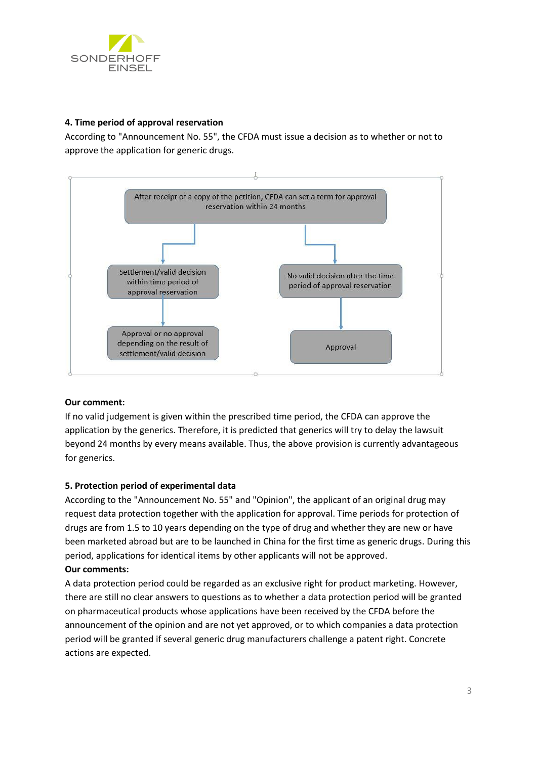#### 4. Time period of approval reservation

According to "Announcement No. 55", the CFDA must issue a decision as to whether or not to approve the application for generic drugs.

After receipt of a copy of the petition, CFDA can set a term for approval reservation within 24 months

Settlement/valid decision within time period of approval reservation

Approval or no approval depending on the result of settlement/valid decision

No valid decision after the time period of approval reservation

Approval

**Our comment:**

If no valid judgement is given within the prescribed time period, the CFDA can approve the application by the generics. Therefore, it is predicted that generics will try to delay the lawsuit beyond 24 months by every means available. Thus, the above provision is currently advantageous for generics.

#### 5. Protection period of experimental data

According to the "Announcement No. 55" and "Opinion", the applicant of an original drug may request data protection together with the application for approval. Time periods for protection of drugs are from 1.5 to 10 years depending on the type of drug and whether they are new or have been marketed abroad but are to be launched in China for the first time as generic drugs. During this period, applications for identical items by other applicants will not be approved.

**Our comments:**

A data protection period could be regarded as an exclusive right for product marketing. However, there are still no clear answers to questions as to whether a data protection period will be granted on pharmaceutical products whose applications have been received by the CFDA before the announcement of the opinion and are not yet approved, or to which companies a data protection period will be granted if several generic drug manufacturers challenge a patent right. Concrete actions are expected.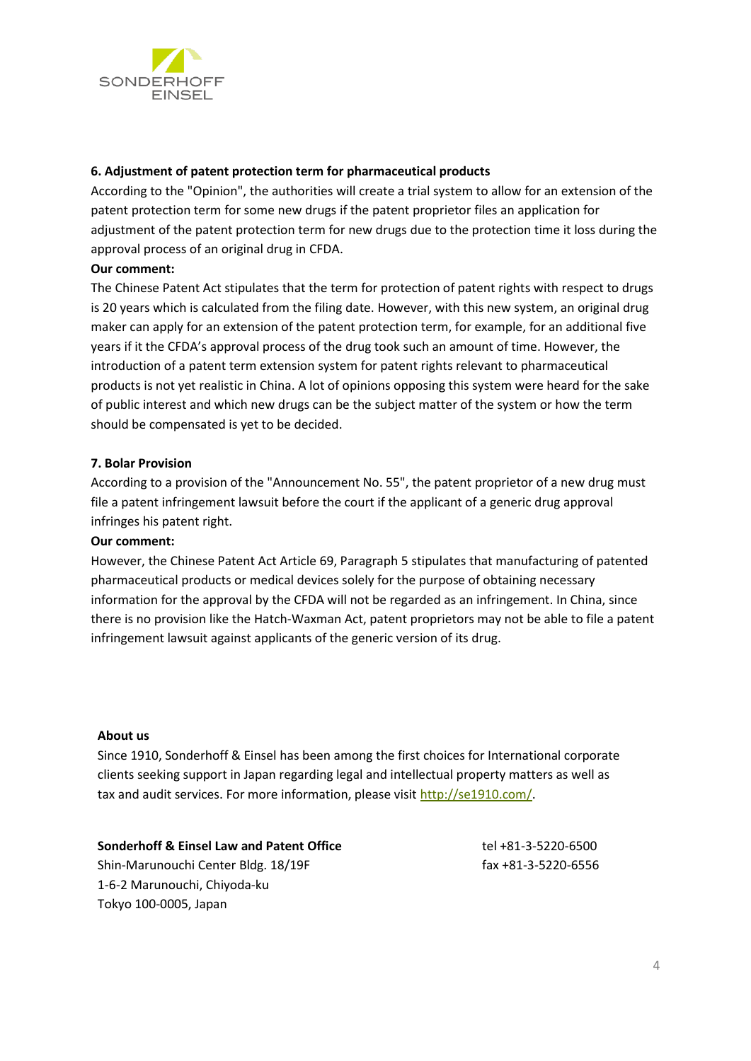**6. Adjustment of patent protection term for pharmaceutical products**

According to the "Opinion", the authorities will create a trial system to allow for an extension of the patent protection term for some new drugs if the patent proprietor files an application for adjustment of the patent protection term for new drugs due to the protection time it loss during the approval process of an original drug in CFDA.

**Our comment:**

The Chinese Patent Act stipulates that the term for protection of patent rights with respect to drugs is 20 years which is calculated from the filing date. However, with this new system, an original drug maker can apply for an extension of the patent protection term, for example, for an additional five years if it the CFDA's approval process of the drug took such an amount of time. However, the introduction of a patent term extension system for patent rights relevant to pharmaceutical products is not yet realistic in China. A lot of opinions opposing this system were heard for the sake of public interest and which new drugs can be the subject matter of the system or how the term should be compensated is yet to be decided.

**7. Bolar Provision**

According to a provision of the "Announcement No. 55", the patent proprietor of a new drug must file a patent infringement lawsuit before the court if the applicant of a generic drug approval infringes his patent right.

**Our comment:**

However, the Chinese Patent Act Article 69, Paragraph 5 stipulates that manufacturing of patented pharmaceutical products or medical devices solely for the purpose of obtaining necessary information for the approval by the CFDA will not be regarded as an infringement. In China, since there is no provision like the Hatch-Waxman Act, patent proprietors may not be able to file a patent infringement lawsuit against applicants of the generic version of its drug.

**About us**

Since 1910, Sonderhoff & Einsel has been among the first choices for International corporate clients seeking support in Japan regarding legal and intellectual property matters as well as tax and audit services. For more information, please visit [http://se1910.com/](http://se1910.com/).

**Sonderhoff & Einsel Law and Patent Office**
Shin-Marunouchi Center Bldg. 18/19F
1-6-2 Marunouchi, Chiyoda-ku
Tokyo 100-0005, Japan

tel +81-3-5220-6500
fax +81-3-5220-6556